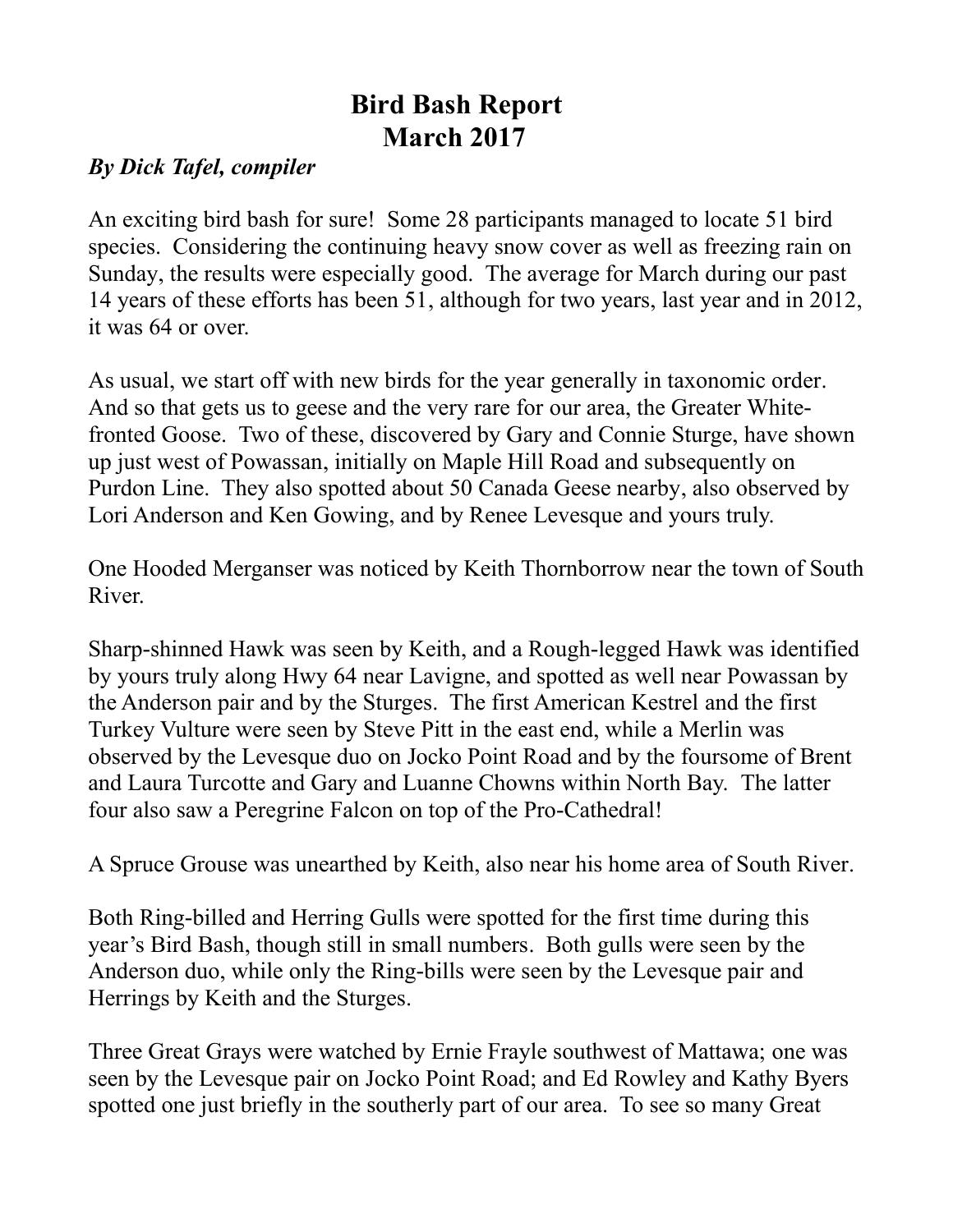# Bird Bash Report
# March 2017

***By Dick Tafel, compiler***

An exciting bird bash for sure! Some 28 participants managed to locate 51 bird species. Considering the continuing heavy snow cover as well as freezing rain on Sunday, the results were especially good. The average for March during our past 14 years of these efforts has been 51, although for two years, last year and in 2012, it was 64 or over.

As usual, we start off with new birds for the year generally in taxonomic order. And so that gets us to geese and the very rare for our area, the Greater White-fronted Goose. Two of these, discovered by Gary and Connie Sturge, have shown up just west of Powassan, initially on Maple Hill Road and subsequently on Purdon Line. They also spotted about 50 Canada Geese nearby, also observed by Lori Anderson and Ken Gowing, and by Renee Levesque and yours truly.

One Hooded Merganser was noticed by Keith Thornborrow near the town of South River.

Sharp-shinned Hawk was seen by Keith, and a Rough-legged Hawk was identified by yours truly along Hwy 64 near Lavigne, and spotted as well near Powassan by the Anderson pair and by the Sturges. The first American Kestrel and the first Turkey Vulture were seen by Steve Pitt in the east end, while a Merlin was observed by the Levesque duo on Jocko Point Road and by the foursome of Brent and Laura Turcotte and Gary and Luanne Chowns within North Bay. The latter four also saw a Peregrine Falcon on top of the Pro-Cathedral!

A Spruce Grouse was unearthed by Keith, also near his home area of South River.

Both Ring-billed and Herring Gulls were spotted for the first time during this year's Bird Bash, though still in small numbers. Both gulls were seen by the Anderson duo, while only the Ring-bills were seen by the Levesque pair and Herrings by Keith and the Sturges.

Three Great Grays were watched by Ernie Frayle southwest of Mattawa; one was seen by the Levesque pair on Jocko Point Road; and Ed Rowley and Kathy Byers spotted one just briefly in the southerly part of our area. To see so many Great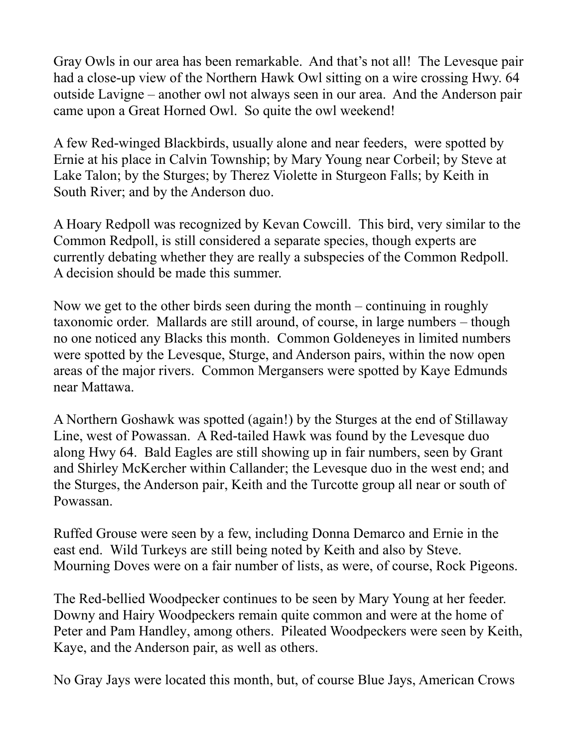Gray Owls in our area has been remarkable. And that's not all! The Levesque pair had a close-up view of the Northern Hawk Owl sitting on a wire crossing Hwy. 64 outside Lavigne – another owl not always seen in our area. And the Anderson pair came upon a Great Horned Owl. So quite the owl weekend!

A few Red-winged Blackbirds, usually alone and near feeders, were spotted by Ernie at his place in Calvin Township; by Mary Young near Corbeil; by Steve at Lake Talon; by the Sturges; by Therez Violette in Sturgeon Falls; by Keith in South River; and by the Anderson duo.

A Hoary Redpoll was recognized by Kevan Cowcill. This bird, very similar to the Common Redpoll, is still considered a separate species, though experts are currently debating whether they are really a subspecies of the Common Redpoll. A decision should be made this summer.

Now we get to the other birds seen during the month – continuing in roughly taxonomic order. Mallards are still around, of course, in large numbers – though no one noticed any Blacks this month. Common Goldeneyes in limited numbers were spotted by the Levesque, Sturge, and Anderson pairs, within the now open areas of the major rivers. Common Mergansers were spotted by Kaye Edmunds near Mattawa.

A Northern Goshawk was spotted (again!) by the Sturges at the end of Stillaway Line, west of Powassan. A Red-tailed Hawk was found by the Levesque duo along Hwy 64. Bald Eagles are still showing up in fair numbers, seen by Grant and Shirley McKercher within Callander; the Levesque duo in the west end; and the Sturges, the Anderson pair, Keith and the Turcotte group all near or south of Powassan.

Ruffed Grouse were seen by a few, including Donna Demarco and Ernie in the east end. Wild Turkeys are still being noted by Keith and also by Steve. Mourning Doves were on a fair number of lists, as were, of course, Rock Pigeons.

The Red-bellied Woodpecker continues to be seen by Mary Young at her feeder. Downy and Hairy Woodpeckers remain quite common and were at the home of Peter and Pam Handley, among others. Pileated Woodpeckers were seen by Keith, Kaye, and the Anderson pair, as well as others.

No Gray Jays were located this month, but, of course Blue Jays, American Crows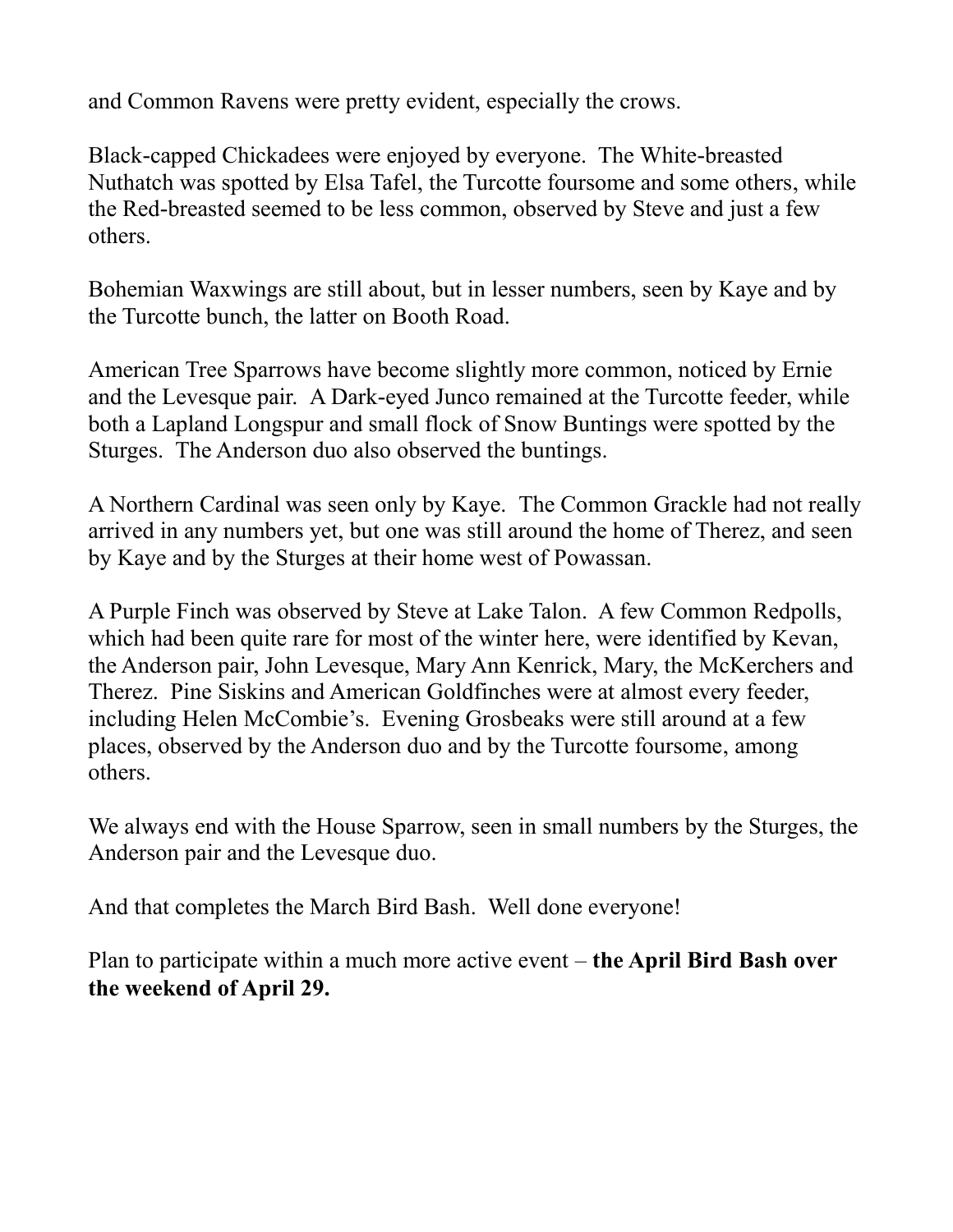and Common Ravens were pretty evident, especially the crows.

Black-capped Chickadees were enjoyed by everyone. The White-breasted Nuthatch was spotted by Elsa Tafel, the Turcotte foursome and some others, while the Red-breasted seemed to be less common, observed by Steve and just a few others.

Bohemian Waxwings are still about, but in lesser numbers, seen by Kaye and by the Turcotte bunch, the latter on Booth Road.

American Tree Sparrows have become slightly more common, noticed by Ernie and the Levesque pair. A Dark-eyed Junco remained at the Turcotte feeder, while both a Lapland Longspur and small flock of Snow Buntings were spotted by the Sturges. The Anderson duo also observed the buntings.

A Northern Cardinal was seen only by Kaye. The Common Grackle had not really arrived in any numbers yet, but one was still around the home of Therez, and seen by Kaye and by the Sturges at their home west of Powassan.

A Purple Finch was observed by Steve at Lake Talon. A few Common Redpolls, which had been quite rare for most of the winter here, were identified by Kevan, the Anderson pair, John Levesque, Mary Ann Kenrick, Mary, the McKerchers and Therez. Pine Siskins and American Goldfinches were at almost every feeder, including Helen McCombie's. Evening Grosbeaks were still around at a few places, observed by the Anderson duo and by the Turcotte foursome, among others.

We always end with the House Sparrow, seen in small numbers by the Sturges, the Anderson pair and the Levesque duo.

And that completes the March Bird Bash. Well done everyone!

Plan to participate within a much more active event – **the April Bird Bash over the weekend of April 29.**